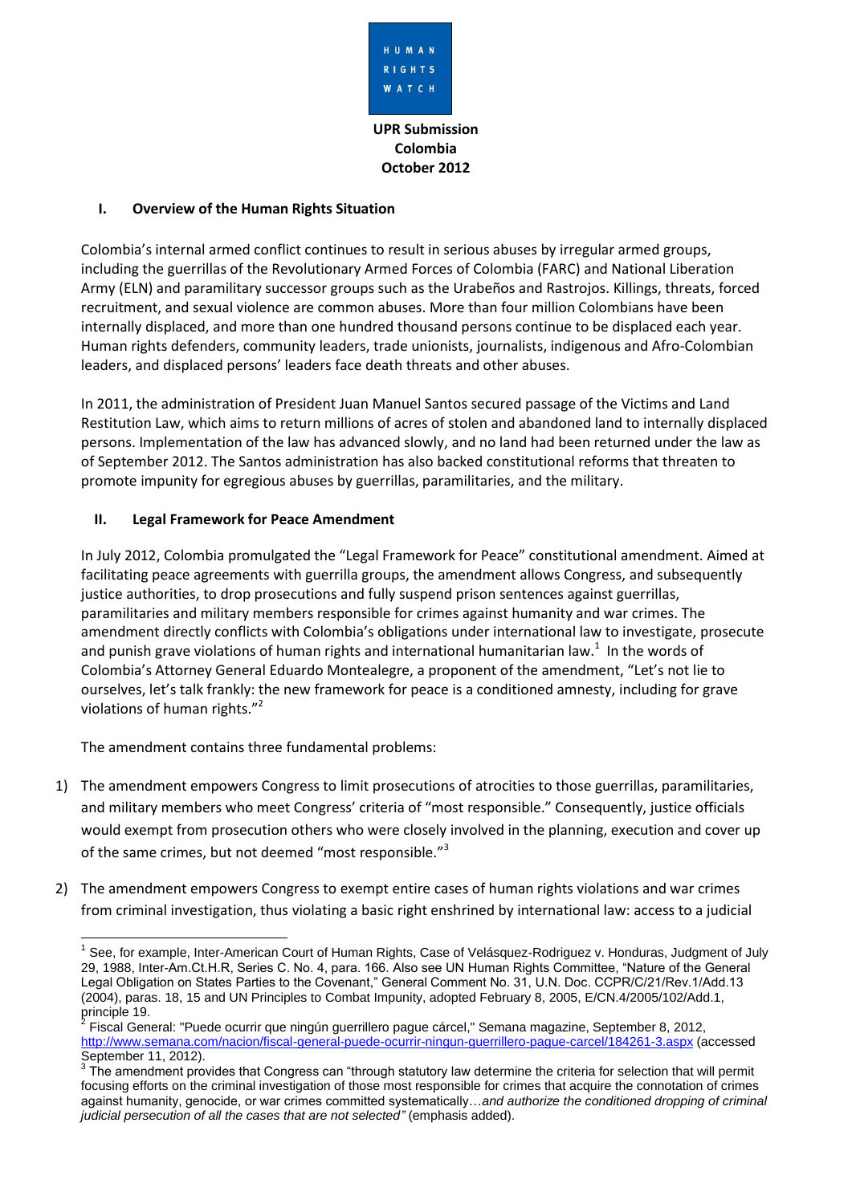HUMAN RIGHTS WATCH

**UPR Submission**
**Colombia**
**October 2012**

## I. Overview of the Human Rights Situation

Colombia's internal armed conflict continues to result in serious abuses by irregular armed groups, including the guerrillas of the Revolutionary Armed Forces of Colombia (FARC) and National Liberation Army (ELN) and paramilitary successor groups such as the Urabeños and Rastrojos. Killings, threats, forced recruitment, and sexual violence are common abuses. More than four million Colombians have been internally displaced, and more than one hundred thousand persons continue to be displaced each year. Human rights defenders, community leaders, trade unionists, journalists, indigenous and Afro-Colombian leaders, and displaced persons' leaders face death threats and other abuses.

In 2011, the administration of President Juan Manuel Santos secured passage of the Victims and Land Restitution Law, which aims to return millions of acres of stolen and abandoned land to internally displaced persons. Implementation of the law has advanced slowly, and no land had been returned under the law as of September 2012. The Santos administration has also backed constitutional reforms that threaten to promote impunity for egregious abuses by guerrillas, paramilitaries, and the military.

## II. Legal Framework for Peace Amendment

In July 2012, Colombia promulgated the "Legal Framework for Peace" constitutional amendment. Aimed at facilitating peace agreements with guerrilla groups, the amendment allows Congress, and subsequently justice authorities, to drop prosecutions and fully suspend prison sentences against guerrillas, paramilitaries and military members responsible for crimes against humanity and war crimes. The amendment directly conflicts with Colombia's obligations under international law to investigate, prosecute and punish grave violations of human rights and international humanitarian law.[1] In the words of Colombia's Attorney General Eduardo Montealegre, a proponent of the amendment, "Let's not lie to ourselves, let's talk frankly: the new framework for peace is a conditioned amnesty, including for grave violations of human rights."[2]

The amendment contains three fundamental problems:

1) The amendment empowers Congress to limit prosecutions of atrocities to those guerrillas, paramilitaries, and military members who meet Congress' criteria of "most responsible." Consequently, justice officials would exempt from prosecution others who were closely involved in the planning, execution and cover up of the same crimes, but not deemed "most responsible."[3]

2) The amendment empowers Congress to exempt entire cases of human rights violations and war crimes from criminal investigation, thus violating a basic right enshrined by international law: access to a judicial

---

[1] See, for example, Inter-American Court of Human Rights, Case of Velásquez-Rodriguez v. Honduras, Judgment of July 29, 1988, Inter-Am.Ct.H.R, Series C. No. 4, para. 166. Also see UN Human Rights Committee, "Nature of the General Legal Obligation on States Parties to the Covenant," General Comment No. 31, U.N. Doc. CCPR/C/21/Rev.1/Add.13 (2004), paras. 18, 15 and UN Principles to Combat Impunity, adopted February 8, 2005, E/CN.4/2005/102/Add.1, principle 19.

[2] Fiscal General: "Puede ocurrir que ningún guerrillero pague cárcel," Semana magazine, September 8, 2012, http://www.semana.com/nacion/fiscal-general-puede-ocurrir-ningun-guerrillero-pague-carcel/184261-3.aspx (accessed September 11, 2012).

[3] The amendment provides that Congress can "through statutory law determine the criteria for selection that will permit focusing efforts on the criminal investigation of those most responsible for crimes that acquire the connotation of crimes against humanity, genocide, or war crimes committed systematically…*and authorize the conditioned dropping of criminal judicial persecution of all the cases that are not selected"* (emphasis added).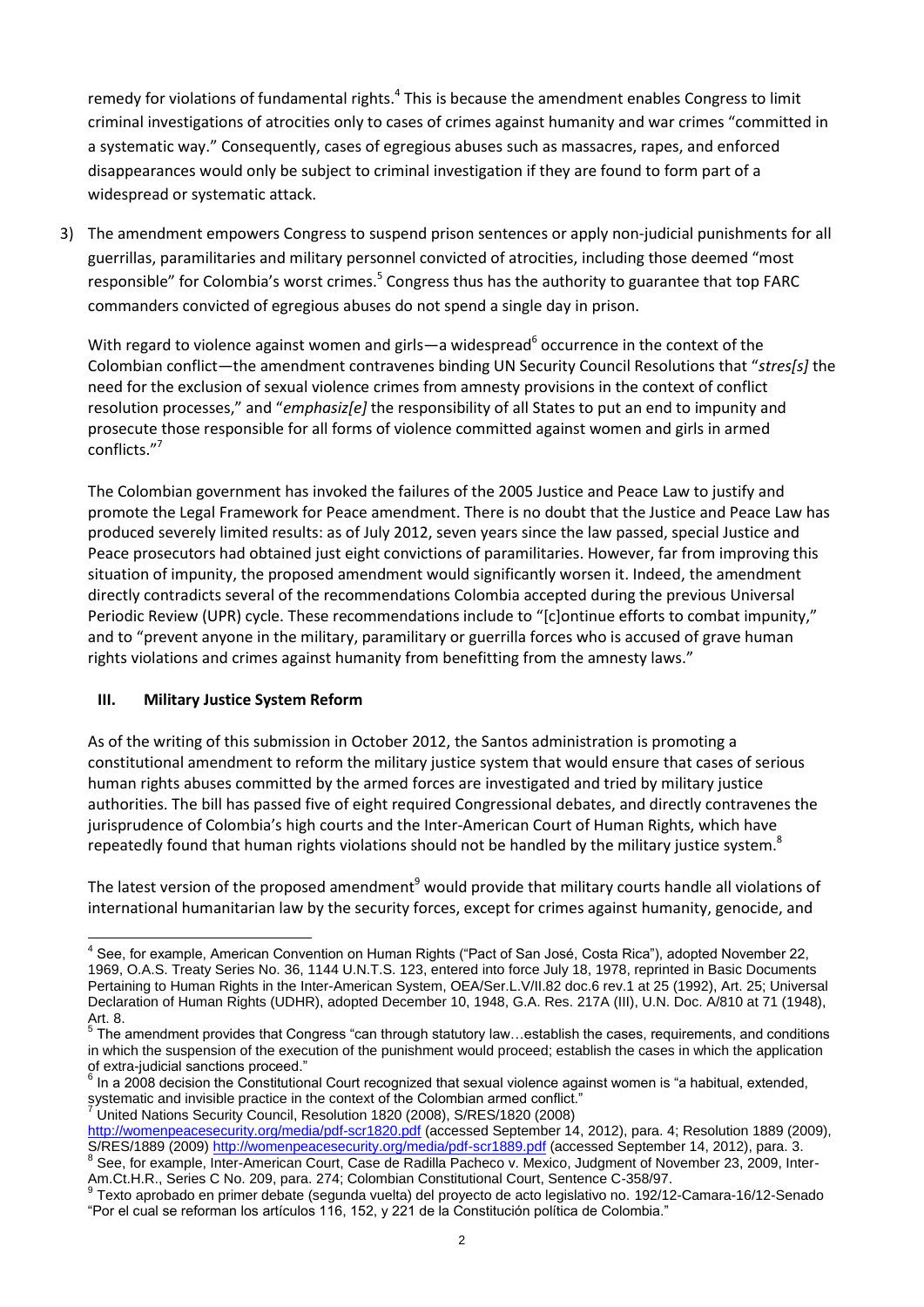remedy for violations of fundamental rights.[4] This is because the amendment enables Congress to limit criminal investigations of atrocities only to cases of crimes against humanity and war crimes "committed in a systematic way." Consequently, cases of egregious abuses such as massacres, rapes, and enforced disappearances would only be subject to criminal investigation if they are found to form part of a widespread or systematic attack.

3) The amendment empowers Congress to suspend prison sentences or apply non-judicial punishments for all guerrillas, paramilitaries and military personnel convicted of atrocities, including those deemed "most responsible" for Colombia's worst crimes.[5] Congress thus has the authority to guarantee that top FARC commanders convicted of egregious abuses do not spend a single day in prison.

With regard to violence against women and girls—a widespread[6] occurrence in the context of the Colombian conflict—the amendment contravenes binding UN Security Council Resolutions that "*stres[s]* the need for the exclusion of sexual violence crimes from amnesty provisions in the context of conflict resolution processes," and "*emphasiz[e]* the responsibility of all States to put an end to impunity and prosecute those responsible for all forms of violence committed against women and girls in armed conflicts."[7]

The Colombian government has invoked the failures of the 2005 Justice and Peace Law to justify and promote the Legal Framework for Peace amendment. There is no doubt that the Justice and Peace Law has produced severely limited results: as of July 2012, seven years since the law passed, special Justice and Peace prosecutors had obtained just eight convictions of paramilitaries. However, far from improving this situation of impunity, the proposed amendment would significantly worsen it. Indeed, the amendment directly contradicts several of the recommendations Colombia accepted during the previous Universal Periodic Review (UPR) cycle. These recommendations include to "[c]ontinue efforts to combat impunity," and to "prevent anyone in the military, paramilitary or guerrilla forces who is accused of grave human rights violations and crimes against humanity from benefitting from the amnesty laws."

## III. Military Justice System Reform

As of the writing of this submission in October 2012, the Santos administration is promoting a constitutional amendment to reform the military justice system that would ensure that cases of serious human rights abuses committed by the armed forces are investigated and tried by military justice authorities. The bill has passed five of eight required Congressional debates, and directly contravenes the jurisprudence of Colombia's high courts and the Inter-American Court of Human Rights, which have repeatedly found that human rights violations should not be handled by the military justice system.[8]

The latest version of the proposed amendment[9] would provide that military courts handle all violations of international humanitarian law by the security forces, except for crimes against humanity, genocide, and

---

[4] See, for example, American Convention on Human Rights ("Pact of San José, Costa Rica"), adopted November 22, 1969, O.A.S. Treaty Series No. 36, 1144 U.N.T.S. 123, entered into force July 18, 1978, reprinted in Basic Documents Pertaining to Human Rights in the Inter-American System, OEA/Ser.L.V/II.82 doc.6 rev.1 at 25 (1992), Art. 25; Universal Declaration of Human Rights (UDHR), adopted December 10, 1948, G.A. Res. 217A (III), U.N. Doc. A/810 at 71 (1948), Art. 8.

[5] The amendment provides that Congress "can through statutory law…establish the cases, requirements, and conditions in which the suspension of the execution of the punishment would proceed; establish the cases in which the application of extra-judicial sanctions proceed."

[6] In a 2008 decision the Constitutional Court recognized that sexual violence against women is "a habitual, extended, systematic and invisible practice in the context of the Colombian armed conflict."

[7] United Nations Security Council, Resolution 1820 (2008), S/RES/1820 (2008) http://womenpeacesecurity.org/media/pdf-scr1820.pdf (accessed September 14, 2012), para. 4; Resolution 1889 (2009), S/RES/1889 (2009) http://womenpeacesecurity.org/media/pdf-scr1889.pdf (accessed September 14, 2012), para. 3.

[8] See, for example, Inter-American Court, Case de Radilla Pacheco v. Mexico, Judgment of November 23, 2009, Inter-Am.Ct.H.R., Series C No. 209, para. 274; Colombian Constitutional Court, Sentence C-358/97.

[9] Texto aprobado en primer debate (segunda vuelta) del proyecto de acto legislativo no. 192/12-Camara-16/12-Senado "Por el cual se reforman los artículos 116, 152, y 221 de la Constitución política de Colombia."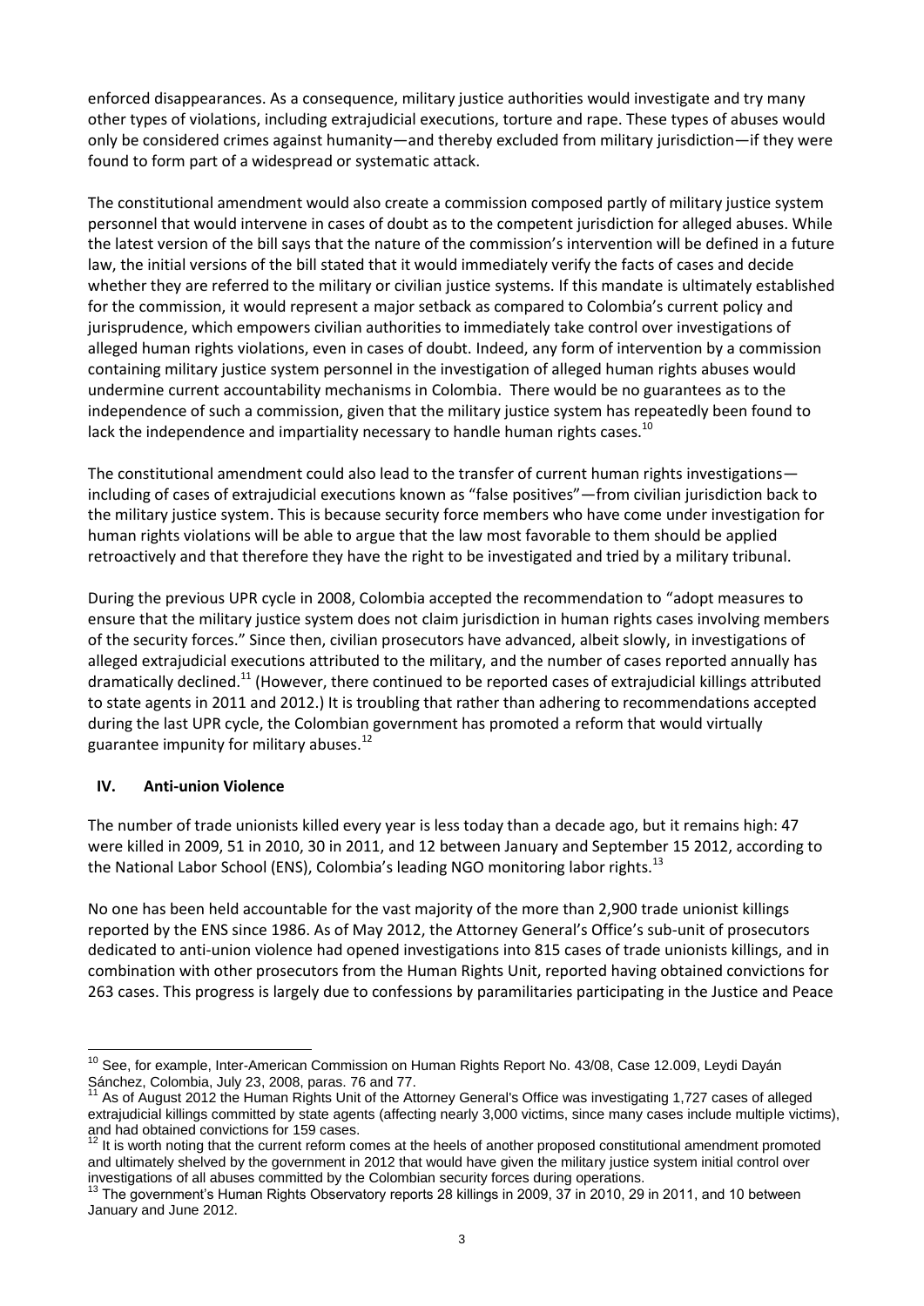enforced disappearances. As a consequence, military justice authorities would investigate and try many other types of violations, including extrajudicial executions, torture and rape. These types of abuses would only be considered crimes against humanity—and thereby excluded from military jurisdiction—if they were found to form part of a widespread or systematic attack.

The constitutional amendment would also create a commission composed partly of military justice system personnel that would intervene in cases of doubt as to the competent jurisdiction for alleged abuses. While the latest version of the bill says that the nature of the commission's intervention will be defined in a future law, the initial versions of the bill stated that it would immediately verify the facts of cases and decide whether they are referred to the military or civilian justice systems. If this mandate is ultimately established for the commission, it would represent a major setback as compared to Colombia's current policy and jurisprudence, which empowers civilian authorities to immediately take control over investigations of alleged human rights violations, even in cases of doubt. Indeed, any form of intervention by a commission containing military justice system personnel in the investigation of alleged human rights abuses would undermine current accountability mechanisms in Colombia. There would be no guarantees as to the independence of such a commission, given that the military justice system has repeatedly been found to lack the independence and impartiality necessary to handle human rights cases.[10]

The constitutional amendment could also lead to the transfer of current human rights investigations—including of cases of extrajudicial executions known as "false positives"—from civilian jurisdiction back to the military justice system. This is because security force members who have come under investigation for human rights violations will be able to argue that the law most favorable to them should be applied retroactively and that therefore they have the right to be investigated and tried by a military tribunal.

During the previous UPR cycle in 2008, Colombia accepted the recommendation to "adopt measures to ensure that the military justice system does not claim jurisdiction in human rights cases involving members of the security forces." Since then, civilian prosecutors have advanced, albeit slowly, in investigations of alleged extrajudicial executions attributed to the military, and the number of cases reported annually has dramatically declined.[11] (However, there continued to be reported cases of extrajudicial killings attributed to state agents in 2011 and 2012.) It is troubling that rather than adhering to recommendations accepted during the last UPR cycle, the Colombian government has promoted a reform that would virtually guarantee impunity for military abuses.[12]

## IV. Anti-union Violence

The number of trade unionists killed every year is less today than a decade ago, but it remains high: 47 were killed in 2009, 51 in 2010, 30 in 2011, and 12 between January and September 15 2012, according to the National Labor School (ENS), Colombia's leading NGO monitoring labor rights.[13]

No one has been held accountable for the vast majority of the more than 2,900 trade unionist killings reported by the ENS since 1986. As of May 2012, the Attorney General's Office's sub-unit of prosecutors dedicated to anti-union violence had opened investigations into 815 cases of trade unionists killings, and in combination with other prosecutors from the Human Rights Unit, reported having obtained convictions for 263 cases. This progress is largely due to confessions by paramilitaries participating in the Justice and Peace

---

[10] See, for example, Inter-American Commission on Human Rights Report No. 43/08, Case 12.009, Leydi Dayán Sánchez, Colombia, July 23, 2008, paras. 76 and 77.

[11] As of August 2012 the Human Rights Unit of the Attorney General's Office was investigating 1,727 cases of alleged extrajudicial killings committed by state agents (affecting nearly 3,000 victims, since many cases include multiple victims), and had obtained convictions for 159 cases.

[12] It is worth noting that the current reform comes at the heels of another proposed constitutional amendment promoted and ultimately shelved by the government in 2012 that would have given the military justice system initial control over investigations of all abuses committed by the Colombian security forces during operations.

[13] The government's Human Rights Observatory reports 28 killings in 2009, 37 in 2010, 29 in 2011, and 10 between January and June 2012.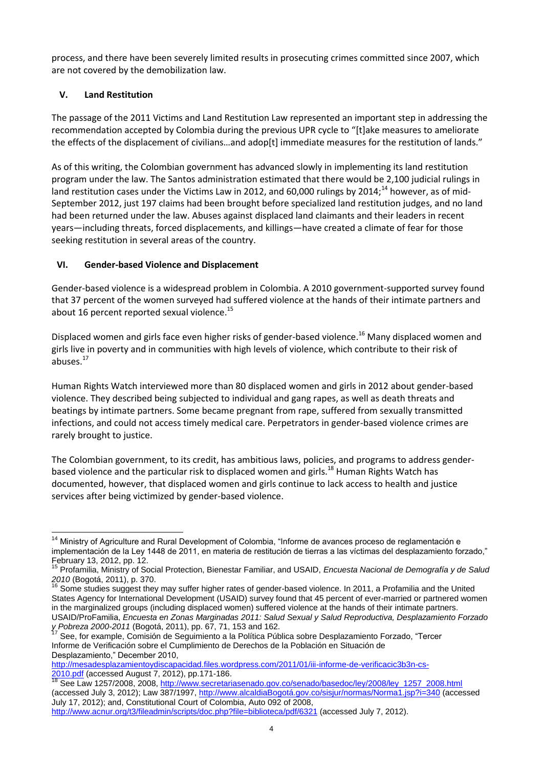process, and there have been severely limited results in prosecuting crimes committed since 2007, which are not covered by the demobilization law.

## V. Land Restitution

The passage of the 2011 Victims and Land Restitution Law represented an important step in addressing the recommendation accepted by Colombia during the previous UPR cycle to "[t]ake measures to ameliorate the effects of the displacement of civilians…and adop[t] immediate measures for the restitution of lands."

As of this writing, the Colombian government has advanced slowly in implementing its land restitution program under the law. The Santos administration estimated that there would be 2,100 judicial rulings in land restitution cases under the Victims Law in 2012, and 60,000 rulings by 2014;[14] however, as of mid-September 2012, just 197 claims had been brought before specialized land restitution judges, and no land had been returned under the law. Abuses against displaced land claimants and their leaders in recent years—including threats, forced displacements, and killings—have created a climate of fear for those seeking restitution in several areas of the country.

## VI. Gender-based Violence and Displacement

Gender-based violence is a widespread problem in Colombia. A 2010 government-supported survey found that 37 percent of the women surveyed had suffered violence at the hands of their intimate partners and about 16 percent reported sexual violence.[15]

Displaced women and girls face even higher risks of gender-based violence.[16] Many displaced women and girls live in poverty and in communities with high levels of violence, which contribute to their risk of abuses.[17]

Human Rights Watch interviewed more than 80 displaced women and girls in 2012 about gender-based violence. They described being subjected to individual and gang rapes, as well as death threats and beatings by intimate partners. Some became pregnant from rape, suffered from sexually transmitted infections, and could not access timely medical care. Perpetrators in gender-based violence crimes are rarely brought to justice.

The Colombian government, to its credit, has ambitious laws, policies, and programs to address gender-based violence and the particular risk to displaced women and girls.[18] Human Rights Watch has documented, however, that displaced women and girls continue to lack access to health and justice services after being victimized by gender-based violence.

---

[14] Ministry of Agriculture and Rural Development of Colombia, "Informe de avances proceso de reglamentación e implementación de la Ley 1448 de 2011, en materia de restitución de tierras a las víctimas del desplazamiento forzado," February 13, 2012, pp. 12.

[15] Profamilia, Ministry of Social Protection, Bienestar Familiar, and USAID, *Encuesta Nacional de Demografía y de Salud 2010* (Bogotá, 2011), p. 370.

[16] Some studies suggest they may suffer higher rates of gender-based violence. In 2011, a Profamilia and the United States Agency for International Development (USAID) survey found that 45 percent of ever-married or partnered women in the marginalized groups (including displaced women) suffered violence at the hands of their intimate partners. USAID/ProFamilia, *Encuesta en Zonas Marginadas 2011: Salud Sexual y Salud Reproductiva, Desplazamiento Forzado y Pobreza 2000-2011* (Bogotá, 2011), pp. 67, 71, 153 and 162.

[17] See, for example, Comisión de Seguimiento a la Política Pública sobre Desplazamiento Forzado, "Tercer Informe de Verificación sobre el Cumplimiento de Derechos de la Población en Situación de Desplazamiento," December 2010, http://mesadesplazamientoydiscapacidad.files.wordpress.com/2011/01/iii-informe-de-verificacic3b3n-cs-2010.pdf (accessed August 7, 2012), pp.171-186.

[18] See Law 1257/2008, 2008, http://www.secretariasenado.gov.co/senado/basedoc/ley/2008/ley_1257_2008.html (accessed July 3, 2012); Law 387/1997, http://www.alcaldiaBogotá.gov.co/sisjur/normas/Norma1.jsp?i=340 (accessed July 17, 2012); and, Constitutional Court of Colombia, Auto 092 of 2008, http://www.acnur.org/t3/fileadmin/scripts/doc.php?file=biblioteca/pdf/6321 (accessed July 7, 2012).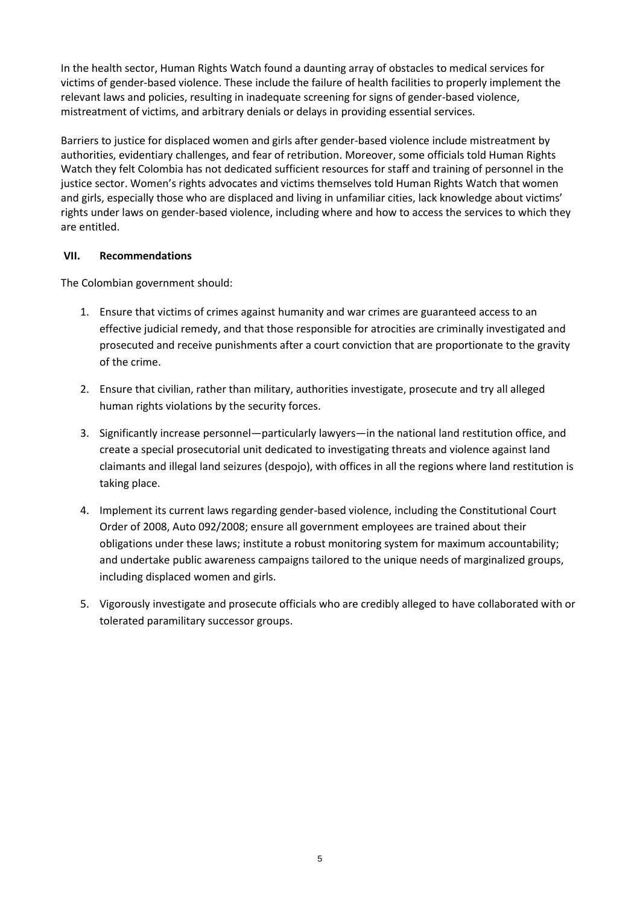In the health sector, Human Rights Watch found a daunting array of obstacles to medical services for victims of gender-based violence. These include the failure of health facilities to properly implement the relevant laws and policies, resulting in inadequate screening for signs of gender-based violence, mistreatment of victims, and arbitrary denials or delays in providing essential services.

Barriers to justice for displaced women and girls after gender-based violence include mistreatment by authorities, evidentiary challenges, and fear of retribution. Moreover, some officials told Human Rights Watch they felt Colombia has not dedicated sufficient resources for staff and training of personnel in the justice sector. Women's rights advocates and victims themselves told Human Rights Watch that women and girls, especially those who are displaced and living in unfamiliar cities, lack knowledge about victims' rights under laws on gender-based violence, including where and how to access the services to which they are entitled.

## VII. Recommendations

The Colombian government should:

1. Ensure that victims of crimes against humanity and war crimes are guaranteed access to an effective judicial remedy, and that those responsible for atrocities are criminally investigated and prosecuted and receive punishments after a court conviction that are proportionate to the gravity of the crime.

2. Ensure that civilian, rather than military, authorities investigate, prosecute and try all alleged human rights violations by the security forces.

3. Significantly increase personnel—particularly lawyers—in the national land restitution office, and create a special prosecutorial unit dedicated to investigating threats and violence against land claimants and illegal land seizures (despojo), with offices in all the regions where land restitution is taking place.

4. Implement its current laws regarding gender-based violence, including the Constitutional Court Order of 2008, Auto 092/2008; ensure all government employees are trained about their obligations under these laws; institute a robust monitoring system for maximum accountability; and undertake public awareness campaigns tailored to the unique needs of marginalized groups, including displaced women and girls.

5. Vigorously investigate and prosecute officials who are credibly alleged to have collaborated with or tolerated paramilitary successor groups.